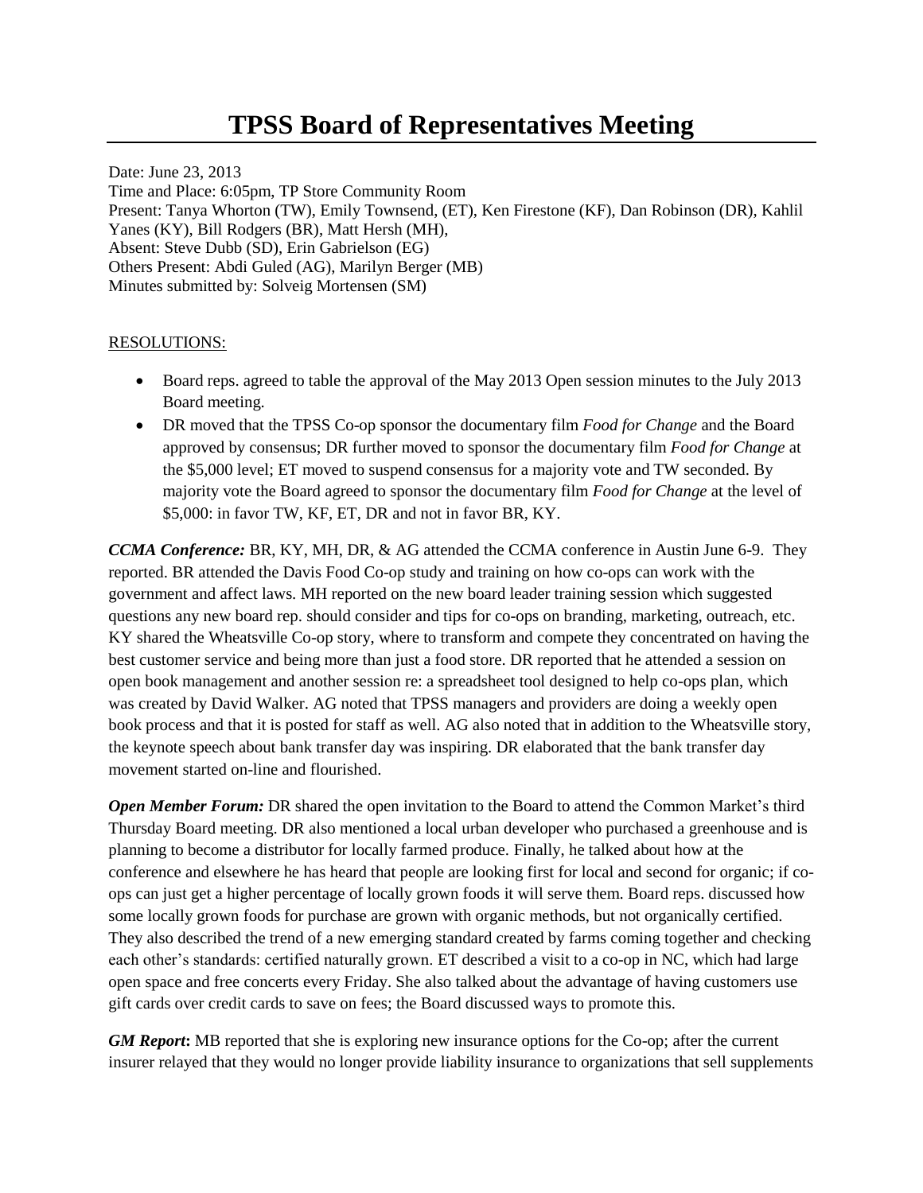# TPSS Board of Representatives Meeting

Date: June 23, 2013
Time and Place: 6:05pm, TP Store Community Room
Present: Tanya Whorton (TW), Emily Townsend, (ET), Ken Firestone (KF), Dan Robinson (DR), Kahlil Yanes (KY), Bill Rodgers (BR), Matt Hersh (MH),
Absent: Steve Dubb (SD), Erin Gabrielson (EG)
Others Present: Abdi Guled (AG), Marilyn Berger (MB)
Minutes submitted by: Solveig Mortensen (SM)

RESOLUTIONS:

- Board reps. agreed to table the approval of the May 2013 Open session minutes to the July 2013 Board meeting.
- DR moved that the TPSS Co-op sponsor the documentary film *Food for Change* and the Board approved by consensus; DR further moved to sponsor the documentary film *Food for Change* at the $5,000 level; ET moved to suspend consensus for a majority vote and TW seconded. By majority vote the Board agreed to sponsor the documentary film *Food for Change* at the level of $5,000: in favor TW, KF, ET, DR and not in favor BR, KY.

***CCMA Conference:*** BR, KY, MH, DR, & AG attended the CCMA conference in Austin June 6-9. They reported. BR attended the Davis Food Co-op study and training on how co-ops can work with the government and affect laws. MH reported on the new board leader training session which suggested questions any new board rep. should consider and tips for co-ops on branding, marketing, outreach, etc. KY shared the Wheatsville Co-op story, where to transform and compete they concentrated on having the best customer service and being more than just a food store. DR reported that he attended a session on open book management and another session re: a spreadsheet tool designed to help co-ops plan, which was created by David Walker. AG noted that TPSS managers and providers are doing a weekly open book process and that it is posted for staff as well. AG also noted that in addition to the Wheatsville story, the keynote speech about bank transfer day was inspiring. DR elaborated that the bank transfer day movement started on-line and flourished.

***Open Member Forum:*** DR shared the open invitation to the Board to attend the Common Market's third Thursday Board meeting. DR also mentioned a local urban developer who purchased a greenhouse and is planning to become a distributor for locally farmed produce. Finally, he talked about how at the conference and elsewhere he has heard that people are looking first for local and second for organic; if co-ops can just get a higher percentage of locally grown foods it will serve them. Board reps. discussed how some locally grown foods for purchase are grown with organic methods, but not organically certified. They also described the trend of a new emerging standard created by farms coming together and checking each other's standards: certified naturally grown. ET described a visit to a co-op in NC, which had large open space and free concerts every Friday. She also talked about the advantage of having customers use gift cards over credit cards to save on fees; the Board discussed ways to promote this.

***GM Report*:** MB reported that she is exploring new insurance options for the Co-op; after the current insurer relayed that they would no longer provide liability insurance to organizations that sell supplements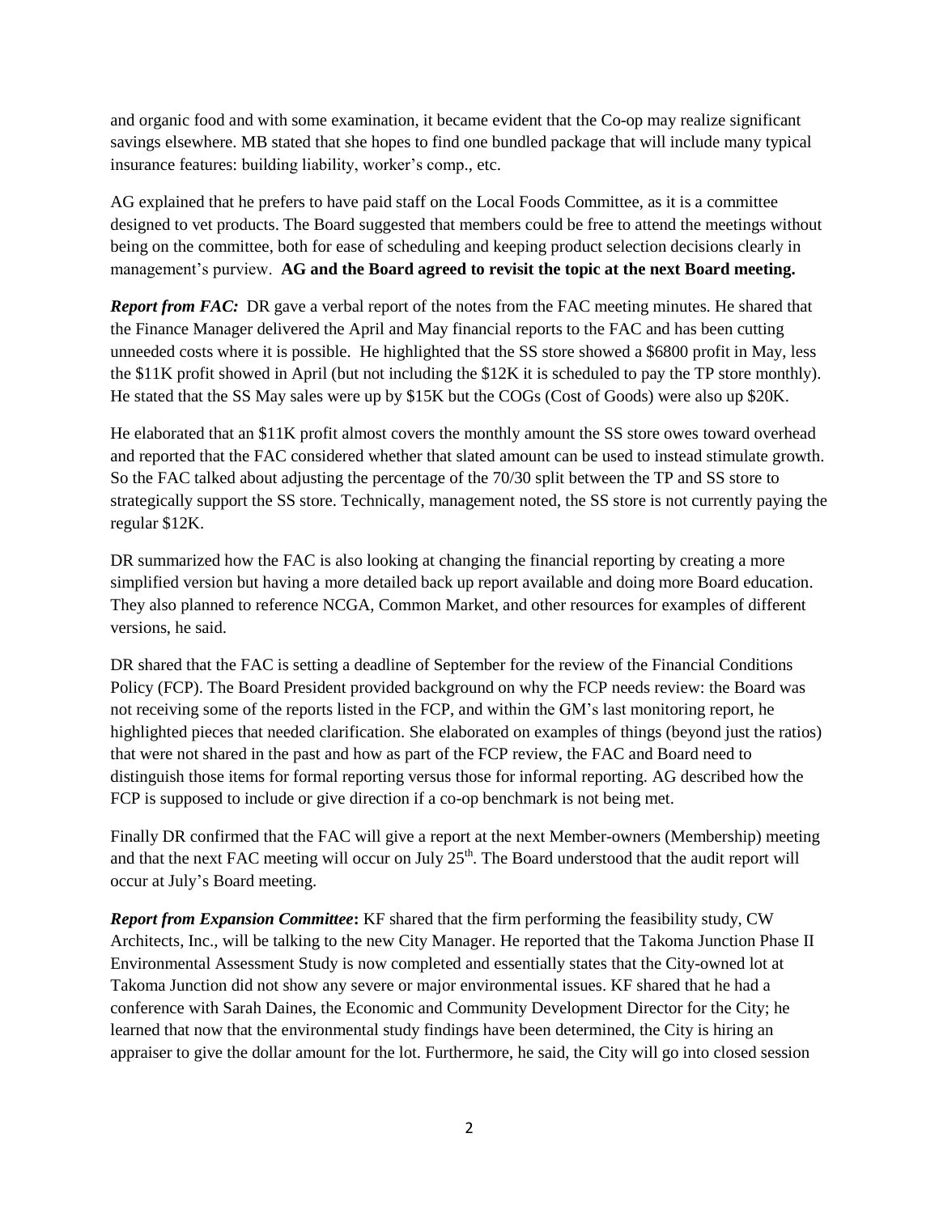and organic food and with some examination, it became evident that the Co-op may realize significant savings elsewhere. MB stated that she hopes to find one bundled package that will include many typical insurance features: building liability, worker's comp., etc.

AG explained that he prefers to have paid staff on the Local Foods Committee, as it is a committee designed to vet products. The Board suggested that members could be free to attend the meetings without being on the committee, both for ease of scheduling and keeping product selection decisions clearly in management's purview. **AG and the Board agreed to revisit the topic at the next Board meeting.**

***Report from FAC:*** DR gave a verbal report of the notes from the FAC meeting minutes. He shared that the Finance Manager delivered the April and May financial reports to the FAC and has been cutting unneeded costs where it is possible. He highlighted that the SS store showed a $6800 profit in May, less the $11K profit showed in April (but not including the $12K it is scheduled to pay the TP store monthly). He stated that the SS May sales were up by $15K but the COGs (Cost of Goods) were also up $20K.

He elaborated that an $11K profit almost covers the monthly amount the SS store owes toward overhead and reported that the FAC considered whether that slated amount can be used to instead stimulate growth. So the FAC talked about adjusting the percentage of the 70/30 split between the TP and SS store to strategically support the SS store. Technically, management noted, the SS store is not currently paying the regular $12K.

DR summarized how the FAC is also looking at changing the financial reporting by creating a more simplified version but having a more detailed back up report available and doing more Board education. They also planned to reference NCGA, Common Market, and other resources for examples of different versions, he said.

DR shared that the FAC is setting a deadline of September for the review of the Financial Conditions Policy (FCP). The Board President provided background on why the FCP needs review: the Board was not receiving some of the reports listed in the FCP, and within the GM's last monitoring report, he highlighted pieces that needed clarification. She elaborated on examples of things (beyond just the ratios) that were not shared in the past and how as part of the FCP review, the FAC and Board need to distinguish those items for formal reporting versus those for informal reporting. AG described how the FCP is supposed to include or give direction if a co-op benchmark is not being met.

Finally DR confirmed that the FAC will give a report at the next Member-owners (Membership) meeting and that the next FAC meeting will occur on July 25th. The Board understood that the audit report will occur at July's Board meeting.

***Report from Expansion Committee*:** KF shared that the firm performing the feasibility study, CW Architects, Inc., will be talking to the new City Manager. He reported that the Takoma Junction Phase II Environmental Assessment Study is now completed and essentially states that the City-owned lot at Takoma Junction did not show any severe or major environmental issues. KF shared that he had a conference with Sarah Daines, the Economic and Community Development Director for the City; he learned that now that the environmental study findings have been determined, the City is hiring an appraiser to give the dollar amount for the lot. Furthermore, he said, the City will go into closed session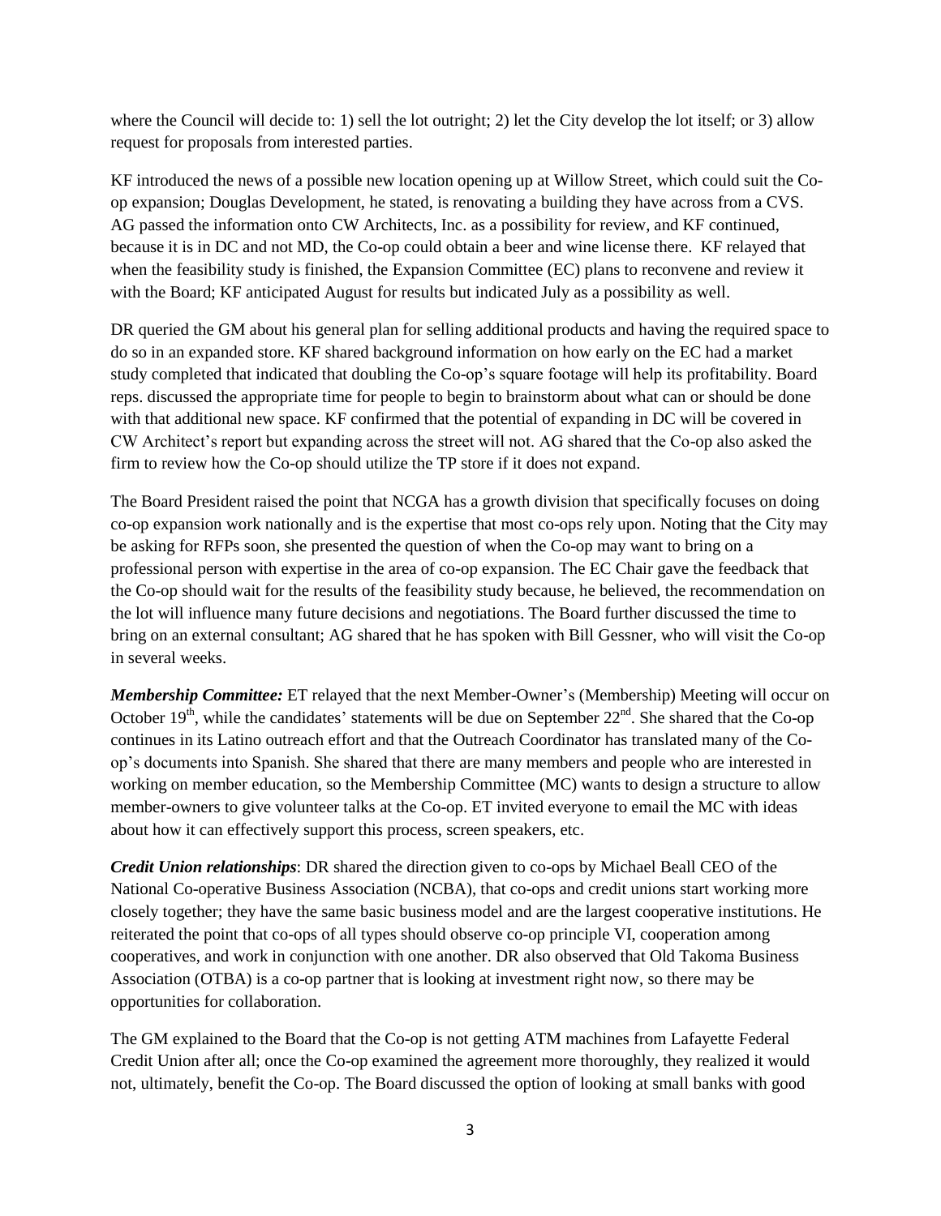where the Council will decide to: 1) sell the lot outright; 2) let the City develop the lot itself; or 3) allow request for proposals from interested parties.

KF introduced the news of a possible new location opening up at Willow Street, which could suit the Co-op expansion; Douglas Development, he stated, is renovating a building they have across from a CVS. AG passed the information onto CW Architects, Inc. as a possibility for review, and KF continued, because it is in DC and not MD, the Co-op could obtain a beer and wine license there. KF relayed that when the feasibility study is finished, the Expansion Committee (EC) plans to reconvene and review it with the Board; KF anticipated August for results but indicated July as a possibility as well.

DR queried the GM about his general plan for selling additional products and having the required space to do so in an expanded store. KF shared background information on how early on the EC had a market study completed that indicated that doubling the Co-op's square footage will help its profitability. Board reps. discussed the appropriate time for people to begin to brainstorm about what can or should be done with that additional new space. KF confirmed that the potential of expanding in DC will be covered in CW Architect's report but expanding across the street will not. AG shared that the Co-op also asked the firm to review how the Co-op should utilize the TP store if it does not expand.

The Board President raised the point that NCGA has a growth division that specifically focuses on doing co-op expansion work nationally and is the expertise that most co-ops rely upon. Noting that the City may be asking for RFPs soon, she presented the question of when the Co-op may want to bring on a professional person with expertise in the area of co-op expansion. The EC Chair gave the feedback that the Co-op should wait for the results of the feasibility study because, he believed, the recommendation on the lot will influence many future decisions and negotiations. The Board further discussed the time to bring on an external consultant; AG shared that he has spoken with Bill Gessner, who will visit the Co-op in several weeks.

***Membership Committee:*** ET relayed that the next Member-Owner's (Membership) Meeting will occur on October 19th, while the candidates' statements will be due on September 22nd. She shared that the Co-op continues in its Latino outreach effort and that the Outreach Coordinator has translated many of the Co-op's documents into Spanish. She shared that there are many members and people who are interested in working on member education, so the Membership Committee (MC) wants to design a structure to allow member-owners to give volunteer talks at the Co-op. ET invited everyone to email the MC with ideas about how it can effectively support this process, screen speakers, etc.

***Credit Union relationships***: DR shared the direction given to co-ops by Michael Beall CEO of the National Co-operative Business Association (NCBA), that co-ops and credit unions start working more closely together; they have the same basic business model and are the largest cooperative institutions. He reiterated the point that co-ops of all types should observe co-op principle VI, cooperation among cooperatives, and work in conjunction with one another. DR also observed that Old Takoma Business Association (OTBA) is a co-op partner that is looking at investment right now, so there may be opportunities for collaboration.

The GM explained to the Board that the Co-op is not getting ATM machines from Lafayette Federal Credit Union after all; once the Co-op examined the agreement more thoroughly, they realized it would not, ultimately, benefit the Co-op. The Board discussed the option of looking at small banks with good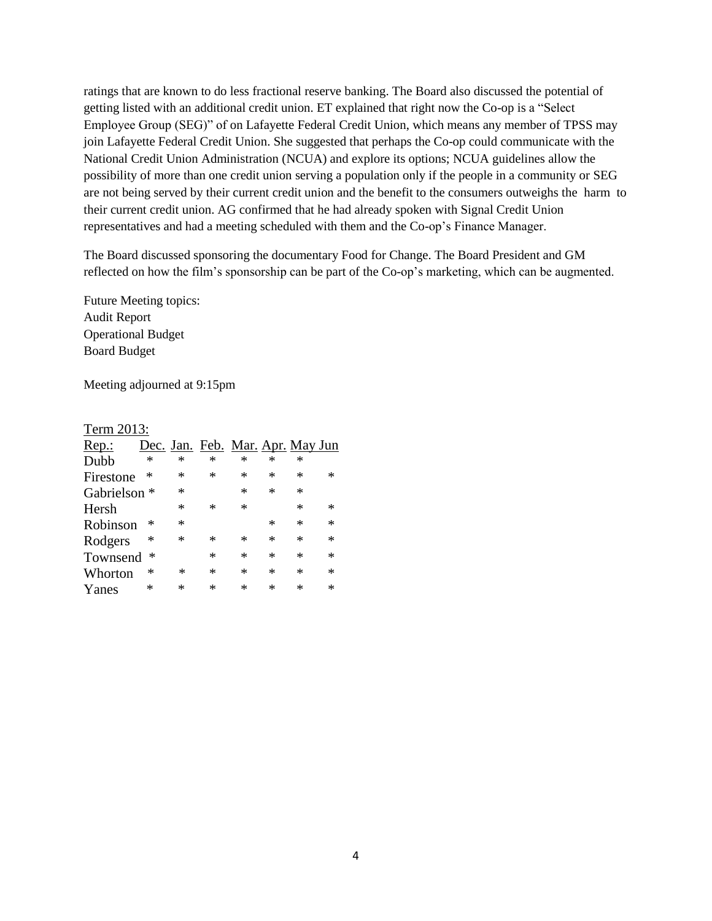ratings that are known to do less fractional reserve banking. The Board also discussed the potential of getting listed with an additional credit union. ET explained that right now the Co-op is a "Select Employee Group (SEG)" of on Lafayette Federal Credit Union, which means any member of TPSS may join Lafayette Federal Credit Union. She suggested that perhaps the Co-op could communicate with the National Credit Union Administration (NCUA) and explore its options; NCUA guidelines allow the possibility of more than one credit union serving a population only if the people in a community or SEG are not being served by their current credit union and the benefit to the consumers outweighs the harm to their current credit union. AG confirmed that he had already spoken with Signal Credit Union representatives and had a meeting scheduled with them and the Co-op's Finance Manager.

The Board discussed sponsoring the documentary Food for Change. The Board President and GM reflected on how the film's sponsorship can be part of the Co-op's marketing, which can be augmented.

Future Meeting topics:
Audit Report
Operational Budget
Board Budget

Meeting adjourned at 9:15pm

Term 2013:

| Rep.: | Dec. | Jan. | Feb. | Mar. | Apr. | May | Jun |
|---|---|---|---|---|---|---|---|
| Dubb | * | * | * | * | * | * | |
| Firestone | * | * | * | * | * | * | * |
| Gabrielson | * | * | | * | * | * | |
| Hersh | | * | * | * | | * | * |
| Robinson | * | * | | | * | * | * |
| Rodgers | * | * | * | * | * | * | * |
| Townsend | * | | * | * | * | * | * |
| Whorton | * | * | * | * | * | * | * |
| Yanes | * | * | * | * | * | * | * |